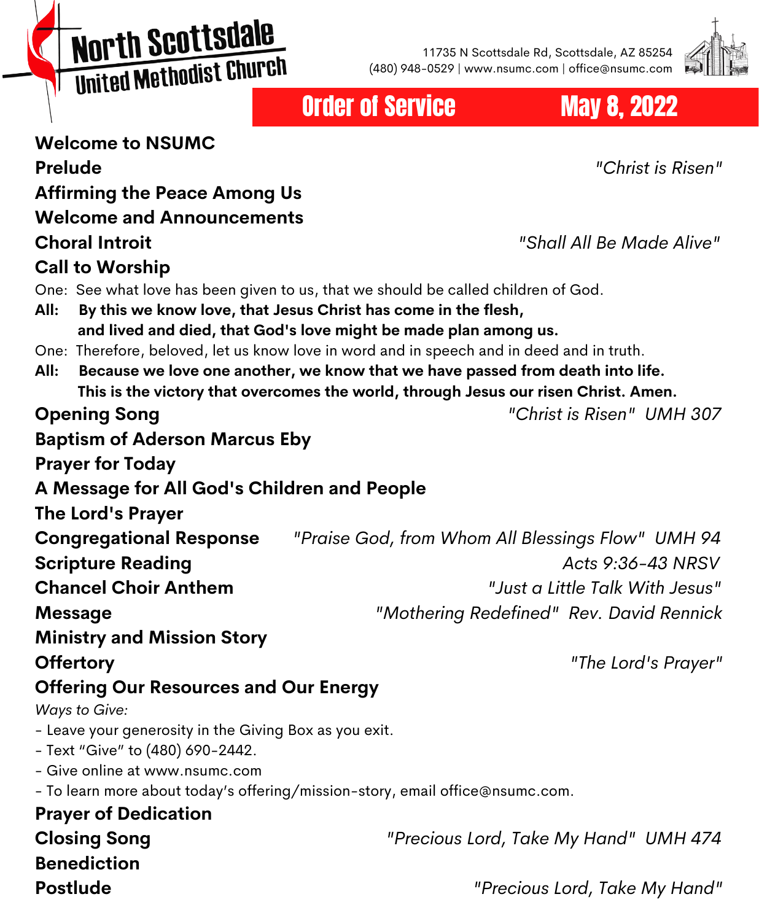# North Scottsdale United Methodist Church

11735 N Scottsdale Rd, Scottsdale, AZ 85254
(480) 948-0529 | www.nsumc.com | office@nsumc.com

## Order of Service — May 8, 2022

**Welcome to NSUMC**

**Prelude** — *"Christ is Risen"*

**Affirming the Peace Among Us**

**Welcome and Announcements**

**Choral Introit** — *"Shall All Be Made Alive"*

**Call to Worship**

One: See what love has been given to us, that we should be called children of God.

**All: By this we know love, that Jesus Christ has come in the flesh, and lived and died, that God's love might be made plan among us.**

One: Therefore, beloved, let us know love in word and in speech and in deed and in truth.

**All: Because we love one another, we know that we have passed from death into life. This is the victory that overcomes the world, through Jesus our risen Christ. Amen.**

**Opening Song** — *"Christ is Risen" UMH 307*

**Baptism of Aderson Marcus Eby**

**Prayer for Today**

**A Message for All God's Children and People**

**The Lord's Prayer**

**Congregational Response** — *"Praise God, from Whom All Blessings Flow" UMH 94*

**Scripture Reading** — *Acts 9:36-43 NRSV*

**Chancel Choir Anthem** — *"Just a Little Talk With Jesus"*

**Message** — *"Mothering Redefined" Rev. David Rennick*

**Ministry and Mission Story**

**Offertory** — *"The Lord's Prayer"*

**Offering Our Resources and Our Energy**

*Ways to Give:*

- Leave your generosity in the Giving Box as you exit.
- Text "Give" to (480) 690-2442.
- Give online at www.nsumc.com
- To learn more about today's offering/mission-story, email office@nsumc.com.

**Prayer of Dedication**

**Closing Song** — *"Precious Lord, Take My Hand" UMH 474*

**Benediction**

**Postlude** — *"Precious Lord, Take My Hand"*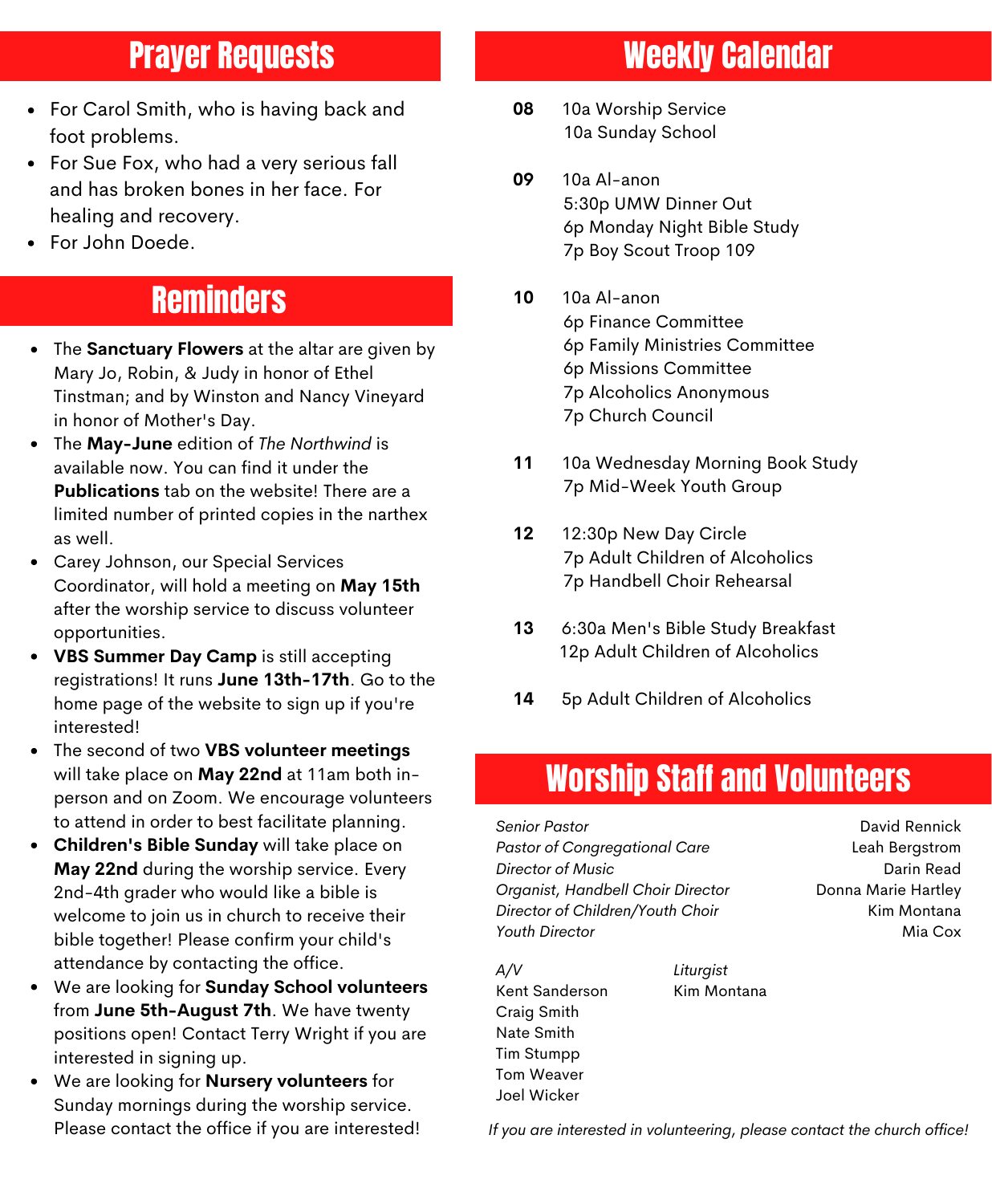## Prayer Requests

- For Carol Smith, who is having back and foot problems.
- For Sue Fox, who had a very serious fall and has broken bones in her face. For healing and recovery.
- For John Doede.

## Reminders

- The **Sanctuary Flowers** at the altar are given by Mary Jo, Robin, & Judy in honor of Ethel Tinstman; and by Winston and Nancy Vineyard in honor of Mother's Day.
- The **May-June** edition of *The Northwind* is available now. You can find it under the **Publications** tab on the website! There are a limited number of printed copies in the narthex as well.
- Carey Johnson, our Special Services Coordinator, will hold a meeting on **May 15th** after the worship service to discuss volunteer opportunities.
- **VBS Summer Day Camp** is still accepting registrations! It runs **June 13th-17th**. Go to the home page of the website to sign up if you're interested!
- The second of two **VBS volunteer meetings** will take place on **May 22nd** at 11am both in-person and on Zoom. We encourage volunteers to attend in order to best facilitate planning.
- **Children's Bible Sunday** will take place on **May 22nd** during the worship service. Every 2nd-4th grader who would like a bible is welcome to join us in church to receive their bible together! Please confirm your child's attendance by contacting the office.
- We are looking for **Sunday School volunteers** from **June 5th-August 7th**. We have twenty positions open! Contact Terry Wright if you are interested in signing up.
- We are looking for **Nursery volunteers** for Sunday mornings during the worship service. Please contact the office if you are interested!

## Weekly Calendar

**08**
10a Worship Service
10a Sunday School

**09**
10a Al-anon
5:30p UMW Dinner Out
6p Monday Night Bible Study
7p Boy Scout Troop 109

**10**
10a Al-anon
6p Finance Committee
6p Family Ministries Committee
6p Missions Committee
7p Alcoholics Anonymous
7p Church Council

**11**
10a Wednesday Morning Book Study
7p Mid-Week Youth Group

**12**
12:30p New Day Circle
7p Adult Children of Alcoholics
7p Handbell Choir Rehearsal

**13**
6:30a Men's Bible Study Breakfast
12p Adult Children of Alcoholics

**14**
5p Adult Children of Alcoholics

## Worship Staff and Volunteers

| | |
|---|---|
| *Senior Pastor* | David Rennick |
| *Pastor of Congregational Care* | Leah Bergstrom |
| *Director of Music* | Darin Read |
| *Organist, Handbell Choir Director* | Donna Marie Hartley |
| *Director of Children/Youth Choir* | Kim Montana |
| *Youth Director* | Mia Cox |

*A/V*
Kent Sanderson
Craig Smith
Nate Smith
Tim Stumpp
Tom Weaver
Joel Wicker

*Liturgist*
Kim Montana

*If you are interested in volunteering, please contact the church office!*